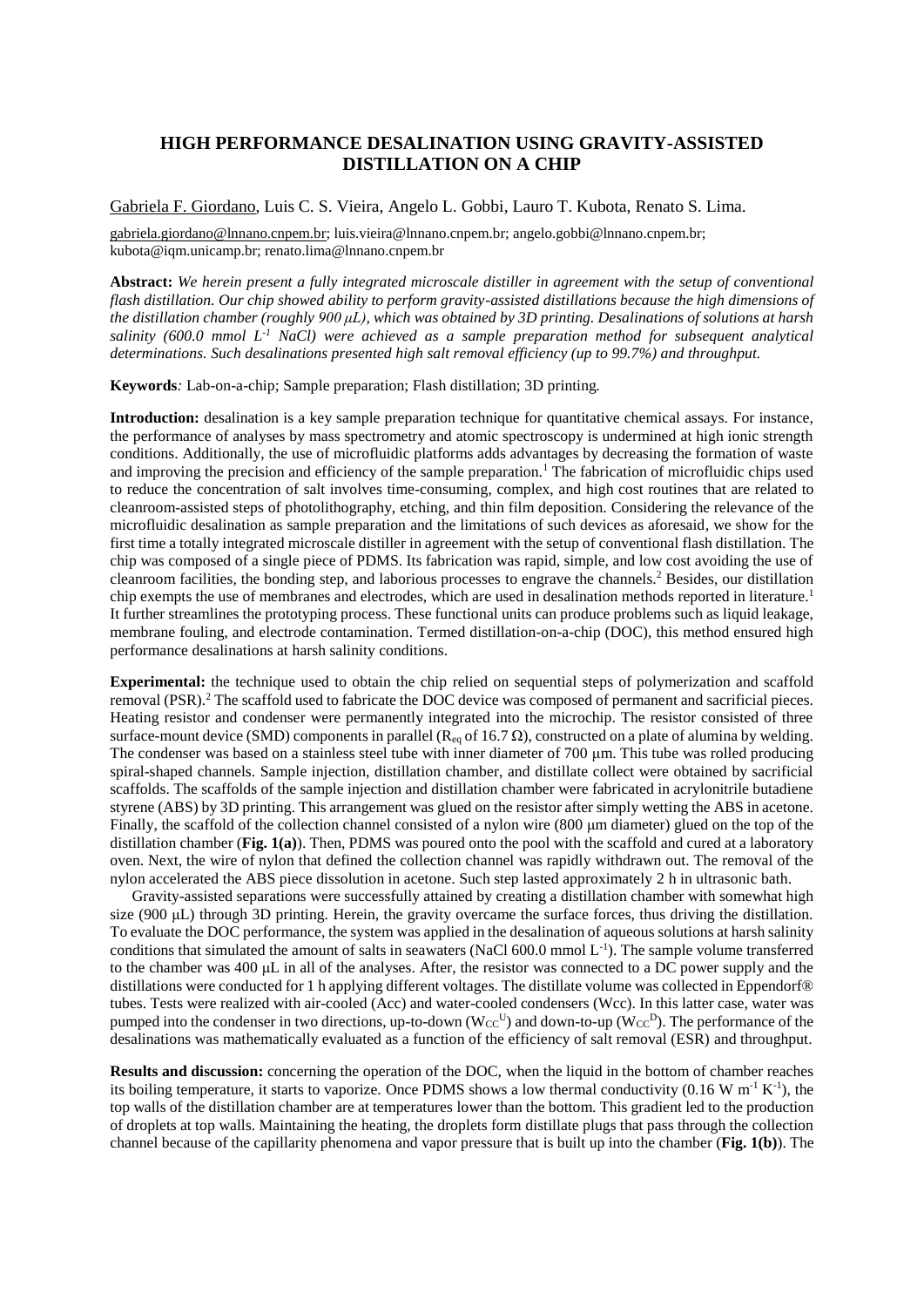# HIGH PERFORMANCE DESALINATION USING GRAVITY-ASSISTED DISTILLATION ON A CHIP

Gabriela F. Giordano, Luis C. S. Vieira, Angelo L. Gobbi, Lauro T. Kubota, Renato S. Lima.

gabriela.giordano@lnnano.cnpem.br; luis.vieira@lnnano.cnpem.br; angelo.gobbi@lnnano.cnpem.br; kubota@iqm.unicamp.br; renato.lima@lnnano.cnpem.br

**Abstract:** *We herein present a fully integrated microscale distiller in agreement with the setup of conventional flash distillation. Our chip showed ability to perform gravity-assisted distillations because the high dimensions of the distillation chamber (roughly 900 μL), which was obtained by 3D printing. Desalinations of solutions at harsh salinity (600.0 mmol $L^{-1}$ NaCl) were achieved as a sample preparation method for subsequent analytical determinations. Such desalinations presented high salt removal efficiency (up to 99.7%) and throughput.*

**Keywords***:* Lab-on-a-chip; Sample preparation; Flash distillation; 3D printing.

**Introduction:** desalination is a key sample preparation technique for quantitative chemical assays. For instance, the performance of analyses by mass spectrometry and atomic spectroscopy is undermined at high ionic strength conditions. Additionally, the use of microfluidic platforms adds advantages by decreasing the formation of waste and improving the precision and efficiency of the sample preparation.[1] The fabrication of microfluidic chips used to reduce the concentration of salt involves time-consuming, complex, and high cost routines that are related to cleanroom-assisted steps of photolithography, etching, and thin film deposition. Considering the relevance of the microfluidic desalination as sample preparation and the limitations of such devices as aforesaid, we show for the first time a totally integrated microscale distiller in agreement with the setup of conventional flash distillation. The chip was composed of a single piece of PDMS. Its fabrication was rapid, simple, and low cost avoiding the use of cleanroom facilities, the bonding step, and laborious processes to engrave the channels.[2] Besides, our distillation chip exempts the use of membranes and electrodes, which are used in desalination methods reported in literature.[1] It further streamlines the prototyping process. These functional units can produce problems such as liquid leakage, membrane fouling, and electrode contamination. Termed distillation-on-a-chip (DOC), this method ensured high performance desalinations at harsh salinity conditions.

**Experimental:** the technique used to obtain the chip relied on sequential steps of polymerization and scaffold removal (PSR).[2] The scaffold used to fabricate the DOC device was composed of permanent and sacrificial pieces. Heating resistor and condenser were permanently integrated into the microchip. The resistor consisted of three surface-mount device (SMD) components in parallel ($R_{eq}$ of 16.7 Ω), constructed on a plate of alumina by welding. The condenser was based on a stainless steel tube with inner diameter of 700 μm. This tube was rolled producing spiral-shaped channels. Sample injection, distillation chamber, and distillate collect were obtained by sacrificial scaffolds. The scaffolds of the sample injection and distillation chamber were fabricated in acrylonitrile butadiene styrene (ABS) by 3D printing. This arrangement was glued on the resistor after simply wetting the ABS in acetone. Finally, the scaffold of the collection channel consisted of a nylon wire (800 μm diameter) glued on the top of the distillation chamber (**Fig. 1(a)**). Then, PDMS was poured onto the pool with the scaffold and cured at a laboratory oven. Next, the wire of nylon that defined the collection channel was rapidly withdrawn out. The removal of the nylon accelerated the ABS piece dissolution in acetone. Such step lasted approximately 2 h in ultrasonic bath.

Gravity-assisted separations were successfully attained by creating a distillation chamber with somewhat high size (900 μL) through 3D printing. Herein, the gravity overcame the surface forces, thus driving the distillation. To evaluate the DOC performance, the system was applied in the desalination of aqueous solutions at harsh salinity conditions that simulated the amount of salts in seawaters (NaCl 600.0 mmol $L^{-1}$). The sample volume transferred to the chamber was 400 μL in all of the analyses. After, the resistor was connected to a DC power supply and the distillations were conducted for 1 h applying different voltages. The distillate volume was collected in Eppendorf® tubes. Tests were realized with air-cooled (Acc) and water-cooled condensers (Wcc). In this latter case, water was pumped into the condenser in two directions, up-to-down ($W_{CC}^{U}$) and down-to-up ($W_{CC}^{D}$). The performance of the desalinations was mathematically evaluated as a function of the efficiency of salt removal (ESR) and throughput.

**Results and discussion:** concerning the operation of the DOC, when the liquid in the bottom of chamber reaches its boiling temperature, it starts to vaporize. Once PDMS shows a low thermal conductivity (0.16 W $m^{-1}$ $K^{-1}$), the top walls of the distillation chamber are at temperatures lower than the bottom. This gradient led to the production of droplets at top walls. Maintaining the heating, the droplets form distillate plugs that pass through the collection channel because of the capillarity phenomena and vapor pressure that is built up into the chamber (**Fig. 1(b)**). The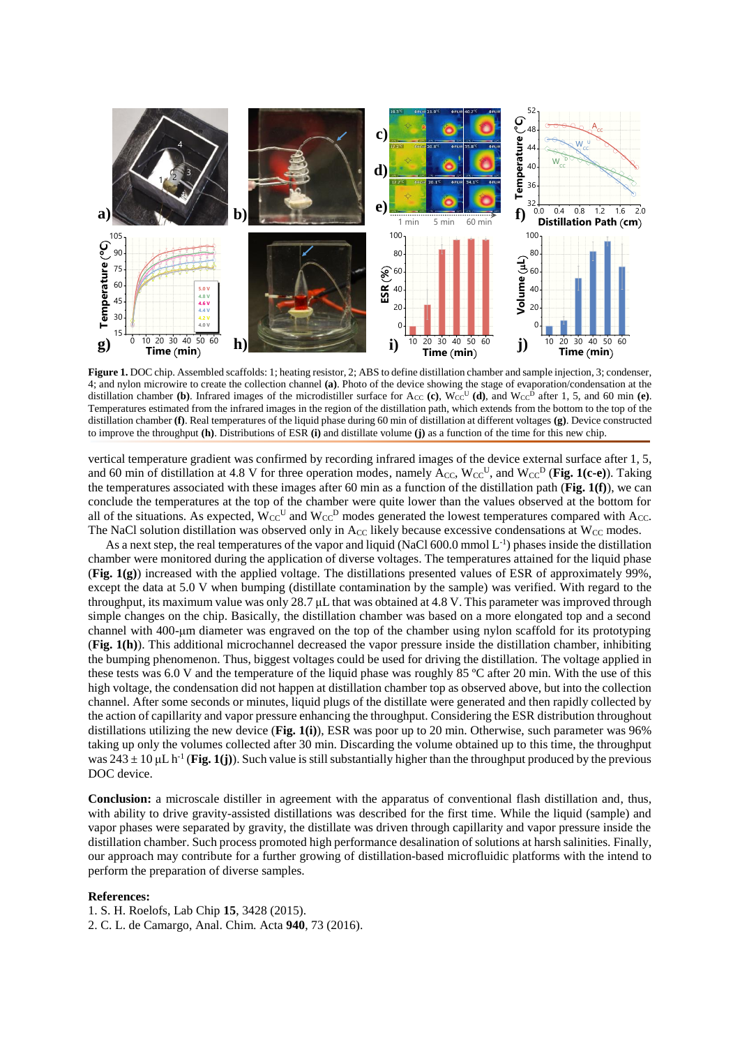a)

b)

c)

d)

e)

1 min 5 min 60 min

f)

Temperature (°C)

52 48 44 40 36 32

0.0 0.4 0.8 1.2 1.6 2.0

Distillation Path (cm)

$A_{CC}$

$W_{CC}^{U}$

$W_{CC}^{D}$

g)

Temperature (°C)

105 90 75 60 45 30 15

0 10 20 30 40 50 60

Time (min)

5.0 V 4.8 V 4.6 V 4.4 V 4.2 V 4.0 V

h)

i)

ESR (%)

100 80 60 40 20 0

10 20 30 40 50 60

Time (min)

j)

Volume (μL)

100 80 60 40 20 0

10 20 30 40 50 60

Time (min)

**Figure 1.** DOC chip. Assembled scaffolds: 1; heating resistor, 2; ABS to define distillation chamber and sample injection, 3; condenser, 4; and nylon microwire to create the collection channel **(a)**. Photo of the device showing the stage of evaporation/condensation at the distillation chamber **(b)**. Infrared images of the microdistiller surface for $A_{CC}$ **(c)**, $W_{CC}^{U}$ **(d)**, and $W_{CC}^{D}$ after 1, 5, and 60 min **(e)**. Temperatures estimated from the infrared images in the region of the distillation path, which extends from the bottom to the top of the distillation chamber **(f)**. Real temperatures of the liquid phase during 60 min of distillation at different voltages **(g)**. Device constructed to improve the throughput **(h)**. Distributions of ESR **(i)** and distillate volume **(j)** as a function of the time for this new chip.

vertical temperature gradient was confirmed by recording infrared images of the device external surface after 1, 5, and 60 min of distillation at 4.8 V for three operation modes, namely $A_{CC}$, $W_{CC}^{U}$, and $W_{CC}^{D}$ (**Fig. 1(c-e)**). Taking the temperatures associated with these images after 60 min as a function of the distillation path (**Fig. 1(f)**), we can conclude the temperatures at the top of the chamber were quite lower than the values observed at the bottom for all of the situations. As expected, $W_{CC}^{U}$ and $W_{CC}^{D}$ modes generated the lowest temperatures compared with $A_{CC}$. The NaCl solution distillation was observed only in $A_{CC}$ likely because excessive condensations at $W_{CC}$ modes.

As a next step, the real temperatures of the vapor and liquid (NaCl 600.0 mmol $L^{-1}$) phases inside the distillation chamber were monitored during the application of diverse voltages. The temperatures attained for the liquid phase (**Fig. 1(g)**) increased with the applied voltage. The distillations presented values of ESR of approximately 99%, except the data at 5.0 V when bumping (distillate contamination by the sample) was verified. With regard to the throughput, its maximum value was only 28.7 µL that was obtained at 4.8 V. This parameter was improved through simple changes on the chip. Basically, the distillation chamber was based on a more elongated top and a second channel with 400-µm diameter was engraved on the top of the chamber using nylon scaffold for its prototyping (**Fig. 1(h)**). This additional microchannel decreased the vapor pressure inside the distillation chamber, inhibiting the bumping phenomenon. Thus, biggest voltages could be used for driving the distillation. The voltage applied in these tests was 6.0 V and the temperature of the liquid phase was roughly 85 ºC after 20 min. With the use of this high voltage, the condensation did not happen at distillation chamber top as observed above, but into the collection channel. After some seconds or minutes, liquid plugs of the distillate were generated and then rapidly collected by the action of capillarity and vapor pressure enhancing the throughput. Considering the ESR distribution throughout distillations utilizing the new device (**Fig. 1(i)**), ESR was poor up to 20 min. Otherwise, such parameter was 96% taking up only the volumes collected after 30 min. Discarding the volume obtained up to this time, the throughput was 243 ± 10 µL $h^{-1}$ (**Fig. 1(j)**). Such value is still substantially higher than the throughput produced by the previous DOC device.

**Conclusion:** a microscale distiller in agreement with the apparatus of conventional flash distillation and, thus, with ability to drive gravity-assisted distillations was described for the first time. While the liquid (sample) and vapor phases were separated by gravity, the distillate was driven through capillarity and vapor pressure inside the distillation chamber. Such process promoted high performance desalination of solutions at harsh salinities. Finally, our approach may contribute for a further growing of distillation-based microfluidic platforms with the intend to perform the preparation of diverse samples.

**References:**

1. S. H. Roelofs, Lab Chip **15**, 3428 (2015).
2. C. L. de Camargo, Anal. Chim. Acta **940**, 73 (2016).